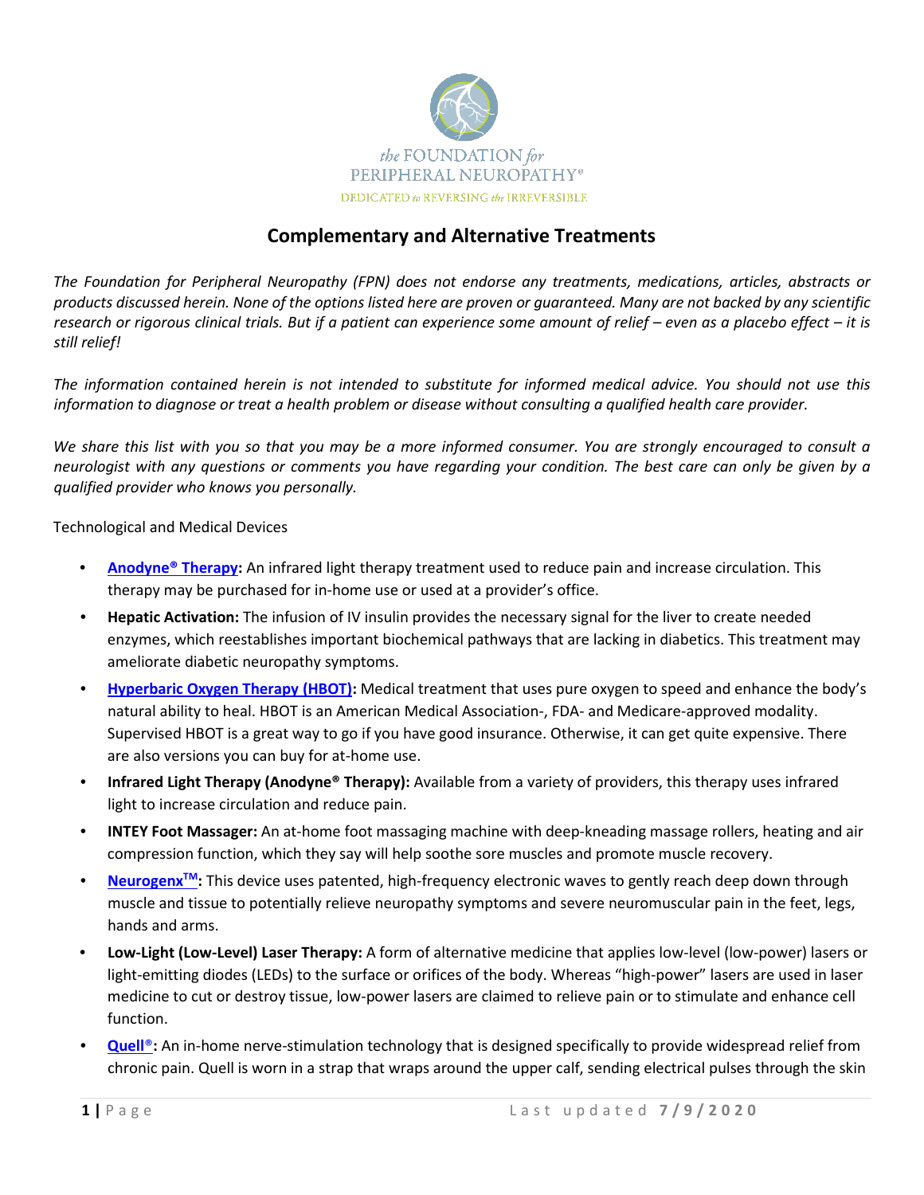the FOUNDATION for PERIPHERAL NEUROPATHY®

DEDICATED to REVERSING the IRREVERSIBLE

# Complementary and Alternative Treatments

*The Foundation for Peripheral Neuropathy (FPN) does not endorse any treatments, medications, articles, abstracts or products discussed herein. None of the options listed here are proven or guaranteed. Many are not backed by any scientific research or rigorous clinical trials. But if a patient can experience some amount of relief – even as a placebo effect – it is still relief!*

*The information contained herein is not intended to substitute for informed medical advice. You should not use this information to diagnose or treat a health problem or disease without consulting a qualified health care provider.*

*We share this list with you so that you may be a more informed consumer. You are strongly encouraged to consult a neurologist with any questions or comments you have regarding your condition. The best care can only be given by a qualified provider who knows you personally.*

Technological and Medical Devices

- **Anodyne® Therapy:** An infrared light therapy treatment used to reduce pain and increase circulation. This therapy may be purchased for in-home use or used at a provider's office.
- **Hepatic Activation:** The infusion of IV insulin provides the necessary signal for the liver to create needed enzymes, which reestablishes important biochemical pathways that are lacking in diabetics. This treatment may ameliorate diabetic neuropathy symptoms.
- **Hyperbaric Oxygen Therapy (HBOT):** Medical treatment that uses pure oxygen to speed and enhance the body's natural ability to heal. HBOT is an American Medical Association-, FDA- and Medicare-approved modality. Supervised HBOT is a great way to go if you have good insurance. Otherwise, it can get quite expensive. There are also versions you can buy for at-home use.
- **Infrared Light Therapy (Anodyne® Therapy):** Available from a variety of providers, this therapy uses infrared light to increase circulation and reduce pain.
- **INTEY Foot Massager:** An at-home foot massaging machine with deep-kneading massage rollers, heating and air compression function, which they say will help soothe sore muscles and promote muscle recovery.
- **Neurogenx™:** This device uses patented, high-frequency electronic waves to gently reach deep down through muscle and tissue to potentially relieve neuropathy symptoms and severe neuromuscular pain in the feet, legs, hands and arms.
- **Low-Light (Low-Level) Laser Therapy:** A form of alternative medicine that applies low-level (low-power) lasers or light-emitting diodes (LEDs) to the surface or orifices of the body. Whereas "high-power" lasers are used in laser medicine to cut or destroy tissue, low-power lasers are claimed to relieve pain or to stimulate and enhance cell function.
- **Quell®:** An in-home nerve-stimulation technology that is designed specifically to provide widespread relief from chronic pain. Quell is worn in a strap that wraps around the upper calf, sending electrical pulses through the skin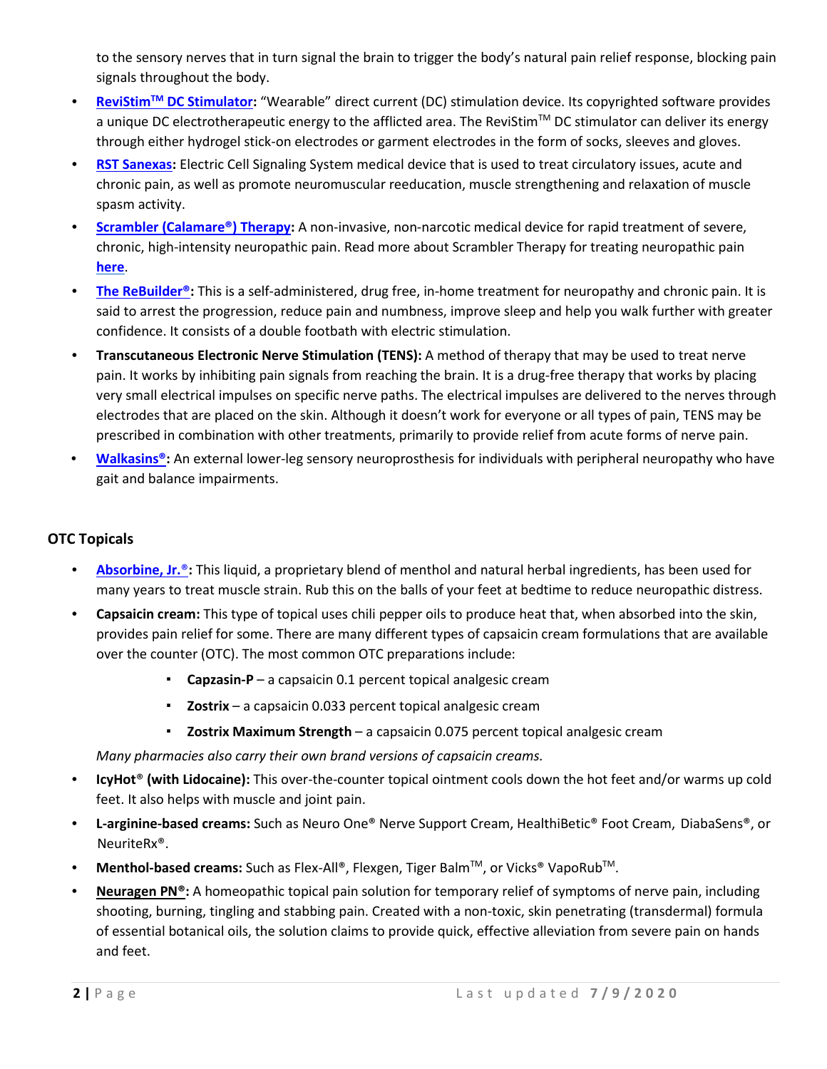to the sensory nerves that in turn signal the brain to trigger the body's natural pain relief response, blocking pain signals throughout the body.

- **ReviStim™ DC Stimulator:** "Wearable" direct current (DC) stimulation device. Its copyrighted software provides a unique DC electrotherapeutic energy to the afflicted area. The ReviStim™ DC stimulator can deliver its energy through either hydrogel stick-on electrodes or garment electrodes in the form of socks, sleeves and gloves.
- **RST Sanexas:** Electric Cell Signaling System medical device that is used to treat circulatory issues, acute and chronic pain, as well as promote neuromuscular reeducation, muscle strengthening and relaxation of muscle spasm activity.
- **Scrambler (Calamare®) Therapy:** A non-invasive, non-narcotic medical device for rapid treatment of severe, chronic, high-intensity neuropathic pain. Read more about Scrambler Therapy for treating neuropathic pain **here**.
- **The ReBuilder®:** This is a self-administered, drug free, in-home treatment for neuropathy and chronic pain. It is said to arrest the progression, reduce pain and numbness, improve sleep and help you walk further with greater confidence. It consists of a double footbath with electric stimulation.
- **Transcutaneous Electronic Nerve Stimulation (TENS):** A method of therapy that may be used to treat nerve pain. It works by inhibiting pain signals from reaching the brain. It is a drug-free therapy that works by placing very small electrical impulses on specific nerve paths. The electrical impulses are delivered to the nerves through electrodes that are placed on the skin. Although it doesn't work for everyone or all types of pain, TENS may be prescribed in combination with other treatments, primarily to provide relief from acute forms of nerve pain.
- **Walkasins®:** An external lower-leg sensory neuroprosthesis for individuals with peripheral neuropathy who have gait and balance impairments.

## OTC Topicals

- **Absorbine, Jr.®:** This liquid, a proprietary blend of menthol and natural herbal ingredients, has been used for many years to treat muscle strain. Rub this on the balls of your feet at bedtime to reduce neuropathic distress.
- **Capsaicin cream:** This type of topical uses chili pepper oils to produce heat that, when absorbed into the skin, provides pain relief for some. There are many different types of capsaicin cream formulations that are available over the counter (OTC). The most common OTC preparations include:
    - **Capzasin-P** – a capsaicin 0.1 percent topical analgesic cream
    - **Zostrix** – a capsaicin 0.033 percent topical analgesic cream
    - **Zostrix Maximum Strength** – a capsaicin 0.075 percent topical analgesic cream

  *Many pharmacies also carry their own brand versions of capsaicin creams.*
- **IcyHot® (with Lidocaine):** This over-the-counter topical ointment cools down the hot feet and/or warms up cold feet. It also helps with muscle and joint pain.
- **L-arginine-based creams:** Such as Neuro One® Nerve Support Cream, HealthiBetic® Foot Cream, DiabaSens®, or NeuriteRx®.
- **Menthol-based creams:** Such as Flex-All®, Flexgen, Tiger Balm™, or Vicks® VapoRub™.
- **Neuragen PN®:** A homeopathic topical pain solution for temporary relief of symptoms of nerve pain, including shooting, burning, tingling and stabbing pain. Created with a non-toxic, skin penetrating (transdermal) formula of essential botanical oils, the solution claims to provide quick, effective alleviation from severe pain on hands and feet.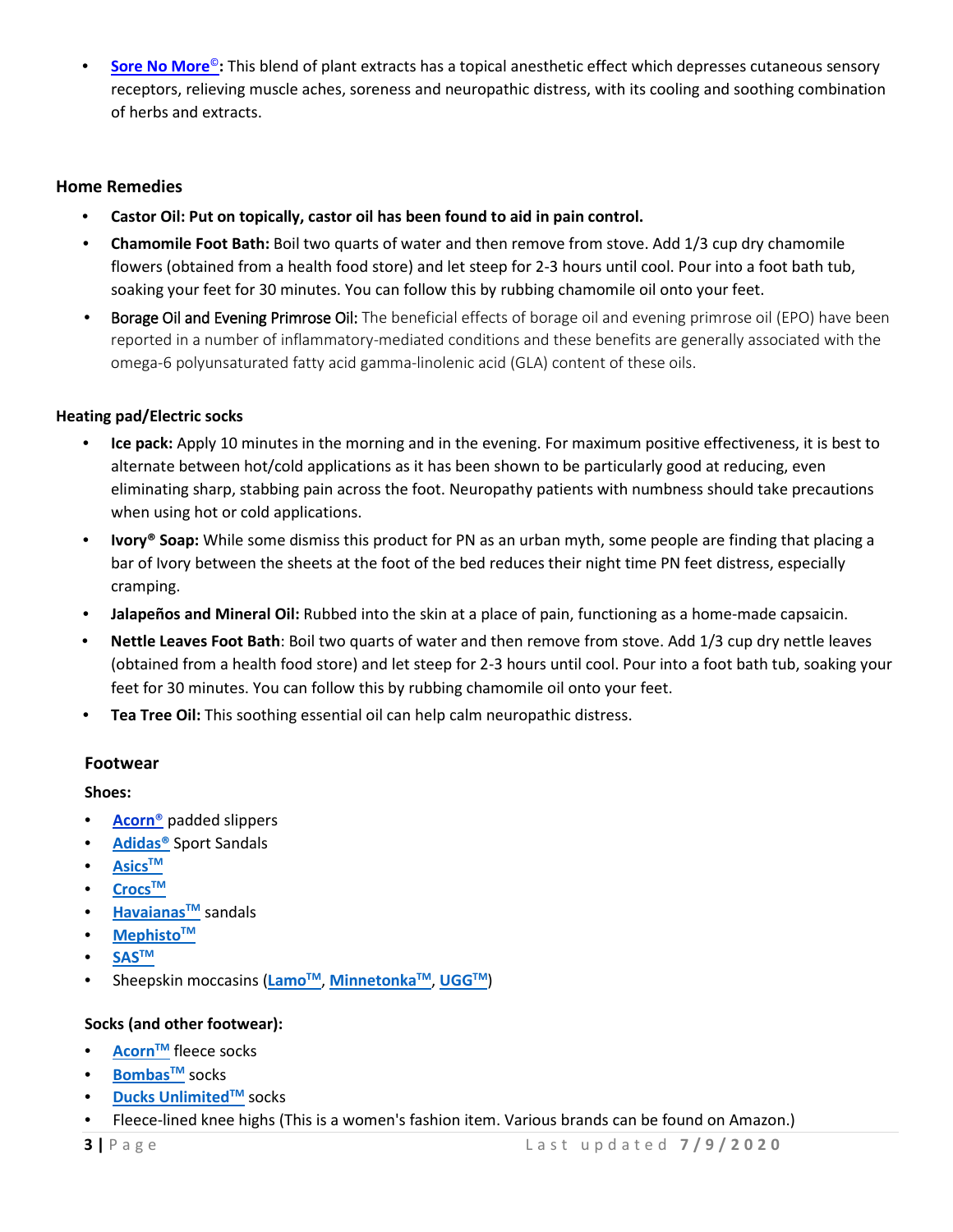- **Sore No More©:** This blend of plant extracts has a topical anesthetic effect which depresses cutaneous sensory receptors, relieving muscle aches, soreness and neuropathic distress, with its cooling and soothing combination of herbs and extracts.

### Home Remedies

- **Castor Oil: Put on topically, castor oil has been found to aid in pain control.**
- **Chamomile Foot Bath:** Boil two quarts of water and then remove from stove. Add 1/3 cup dry chamomile flowers (obtained from a health food store) and let steep for 2-3 hours until cool. Pour into a foot bath tub, soaking your feet for 30 minutes. You can follow this by rubbing chamomile oil onto your feet.
- Borage Oil and Evening Primrose Oil: The beneficial effects of borage oil and evening primrose oil (EPO) have been reported in a number of inflammatory-mediated conditions and these benefits are generally associated with the omega-6 polyunsaturated fatty acid gamma-linolenic acid (GLA) content of these oils.

#### Heating pad/Electric socks

- **Ice pack:** Apply 10 minutes in the morning and in the evening. For maximum positive effectiveness, it is best to alternate between hot/cold applications as it has been shown to be particularly good at reducing, even eliminating sharp, stabbing pain across the foot. Neuropathy patients with numbness should take precautions when using hot or cold applications.
- **Ivory® Soap:** While some dismiss this product for PN as an urban myth, some people are finding that placing a bar of Ivory between the sheets at the foot of the bed reduces their night time PN feet distress, especially cramping.
- **Jalapeños and Mineral Oil:** Rubbed into the skin at a place of pain, functioning as a home-made capsaicin.
- **Nettle Leaves Foot Bath**: Boil two quarts of water and then remove from stove. Add 1/3 cup dry nettle leaves (obtained from a health food store) and let steep for 2-3 hours until cool. Pour into a foot bath tub, soaking your feet for 30 minutes. You can follow this by rubbing chamomile oil onto your feet.
- **Tea Tree Oil:** This soothing essential oil can help calm neuropathic distress.

### Footwear

**Shoes:**

- **Acorn®** padded slippers
- **Adidas®** Sport Sandals
- **Asics™**
- **Crocs™**
- **Havaianas™** sandals
- **Mephisto™**
- **SAS™**
- Sheepskin moccasins (**Lamo™**, **Minnetonka™**, **UGG™**)

**Socks (and other footwear):**

- **Acorn™** fleece socks
- **Bombas™** socks
- **Ducks Unlimited™** socks
- Fleece-lined knee highs (This is a women's fashion item. Various brands can be found on Amazon.)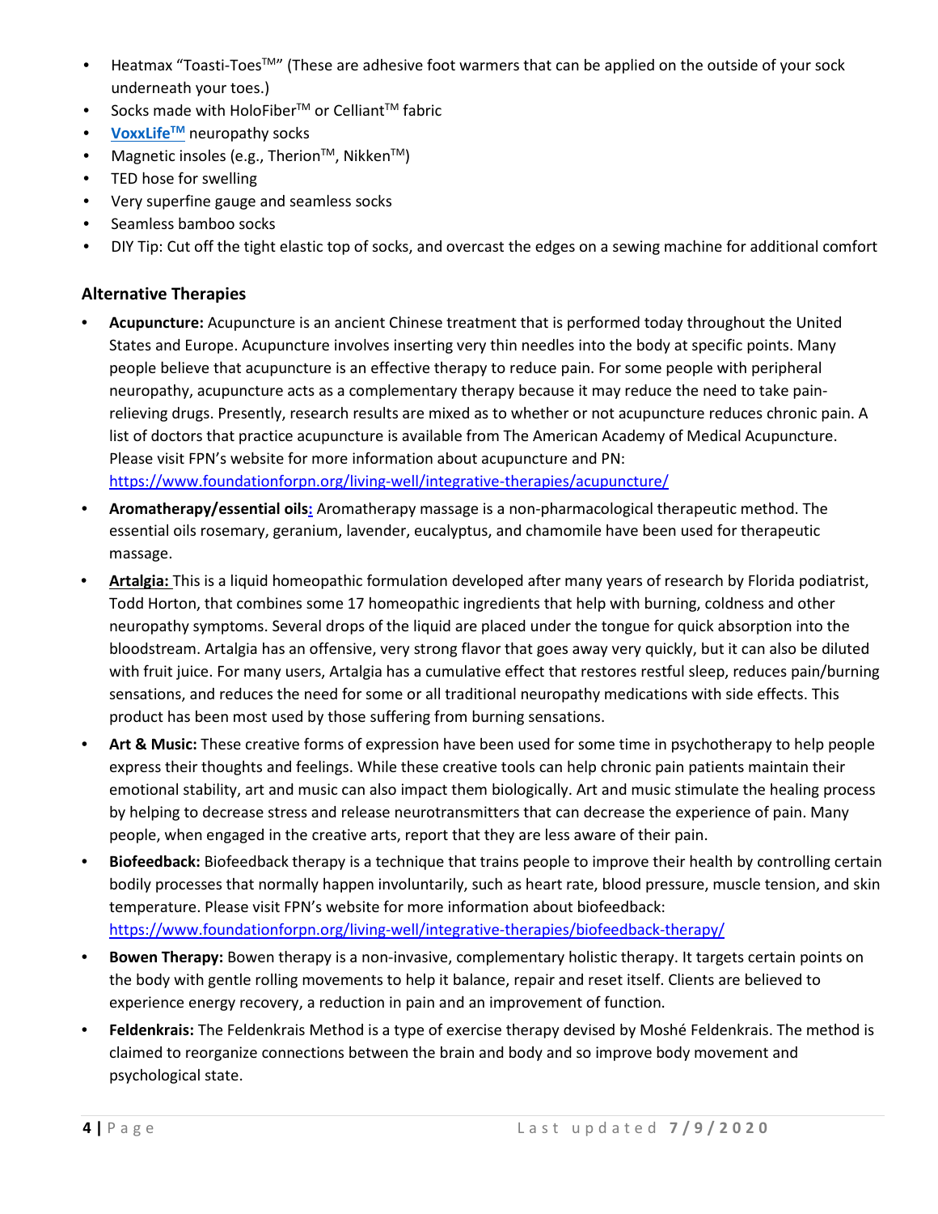- Heatmax "Toasti-Toes™" (These are adhesive foot warmers that can be applied on the outside of your sock underneath your toes.)
- Socks made with HoloFiber™ or Celliant™ fabric
- VoxxLife™ neuropathy socks
- Magnetic insoles (e.g., Therion™, Nikken™)
- TED hose for swelling
- Very superfine gauge and seamless socks
- Seamless bamboo socks
- DIY Tip: Cut off the tight elastic top of socks, and overcast the edges on a sewing machine for additional comfort

### Alternative Therapies

- **Acupuncture:** Acupuncture is an ancient Chinese treatment that is performed today throughout the United States and Europe. Acupuncture involves inserting very thin needles into the body at specific points. Many people believe that acupuncture is an effective therapy to reduce pain. For some people with peripheral neuropathy, acupuncture acts as a complementary therapy because it may reduce the need to take pain-relieving drugs. Presently, research results are mixed as to whether or not acupuncture reduces chronic pain. A list of doctors that practice acupuncture is available from The American Academy of Medical Acupuncture. Please visit FPN's website for more information about acupuncture and PN: https://www.foundationforpn.org/living-well/integrative-therapies/acupuncture/
- **Aromatherapy/essential oils:** Aromatherapy massage is a non-pharmacological therapeutic method. The essential oils rosemary, geranium, lavender, eucalyptus, and chamomile have been used for therapeutic massage.
- **Artalgia:** This is a liquid homeopathic formulation developed after many years of research by Florida podiatrist, Todd Horton, that combines some 17 homeopathic ingredients that help with burning, coldness and other neuropathy symptoms. Several drops of the liquid are placed under the tongue for quick absorption into the bloodstream. Artalgia has an offensive, very strong flavor that goes away very quickly, but it can also be diluted with fruit juice. For many users, Artalgia has a cumulative effect that restores restful sleep, reduces pain/burning sensations, and reduces the need for some or all traditional neuropathy medications with side effects. This product has been most used by those suffering from burning sensations.
- **Art & Music:** These creative forms of expression have been used for some time in psychotherapy to help people express their thoughts and feelings. While these creative tools can help chronic pain patients maintain their emotional stability, art and music can also impact them biologically. Art and music stimulate the healing process by helping to decrease stress and release neurotransmitters that can decrease the experience of pain. Many people, when engaged in the creative arts, report that they are less aware of their pain.
- **Biofeedback:** Biofeedback therapy is a technique that trains people to improve their health by controlling certain bodily processes that normally happen involuntarily, such as heart rate, blood pressure, muscle tension, and skin temperature. Please visit FPN's website for more information about biofeedback: https://www.foundationforpn.org/living-well/integrative-therapies/biofeedback-therapy/
- **Bowen Therapy:** Bowen therapy is a non-invasive, complementary holistic therapy. It targets certain points on the body with gentle rolling movements to help it balance, repair and reset itself. Clients are believed to experience energy recovery, a reduction in pain and an improvement of function.
- **Feldenkrais:** The Feldenkrais Method is a type of exercise therapy devised by Moshé Feldenkrais. The method is claimed to reorganize connections between the brain and body and so improve body movement and psychological state.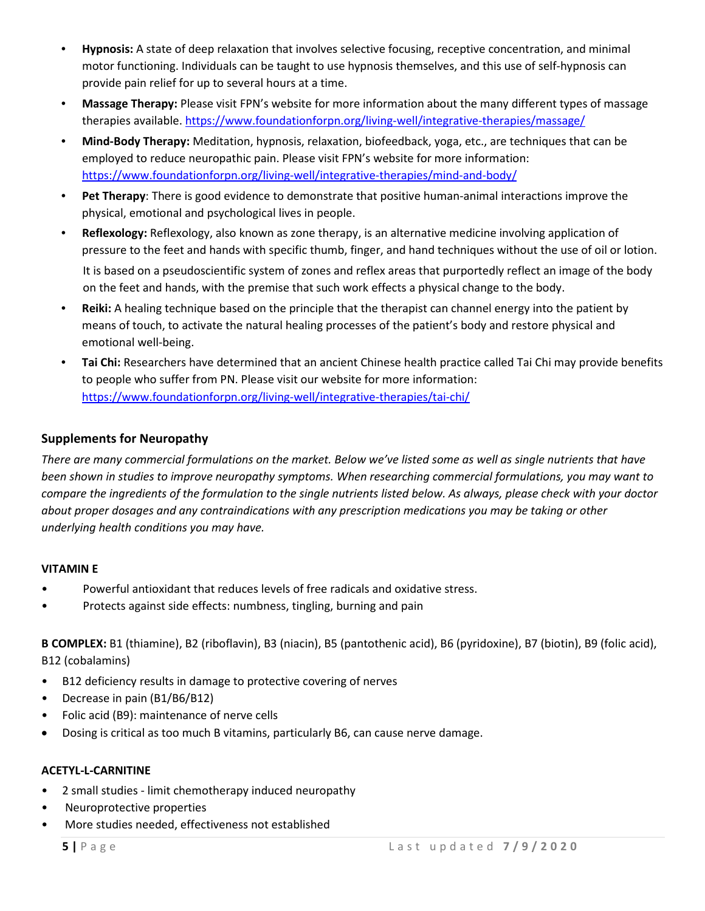- **Hypnosis:** A state of deep relaxation that involves selective focusing, receptive concentration, and minimal motor functioning. Individuals can be taught to use hypnosis themselves, and this use of self-hypnosis can provide pain relief for up to several hours at a time.
- **Massage Therapy:** Please visit FPN's website for more information about the many different types of massage therapies available. https://www.foundationforpn.org/living-well/integrative-therapies/massage/
- **Mind-Body Therapy:** Meditation, hypnosis, relaxation, biofeedback, yoga, etc., are techniques that can be employed to reduce neuropathic pain. Please visit FPN's website for more information: https://www.foundationforpn.org/living-well/integrative-therapies/mind-and-body/
- **Pet Therapy**: There is good evidence to demonstrate that positive human-animal interactions improve the physical, emotional and psychological lives in people.
- **Reflexology:** Reflexology, also known as zone therapy, is an alternative medicine involving application of pressure to the feet and hands with specific thumb, finger, and hand techniques without the use of oil or lotion. It is based on a pseudoscientific system of zones and reflex areas that purportedly reflect an image of the body on the feet and hands, with the premise that such work effects a physical change to the body.
- **Reiki:** A healing technique based on the principle that the therapist can channel energy into the patient by means of touch, to activate the natural healing processes of the patient's body and restore physical and emotional well-being.
- **Tai Chi:** Researchers have determined that an ancient Chinese health practice called Tai Chi may provide benefits to people who suffer from PN. Please visit our website for more information: https://www.foundationforpn.org/living-well/integrative-therapies/tai-chi/

## Supplements for Neuropathy

*There are many commercial formulations on the market. Below we've listed some as well as single nutrients that have been shown in studies to improve neuropathy symptoms. When researching commercial formulations, you may want to compare the ingredients of the formulation to the single nutrients listed below. As always, please check with your doctor about proper dosages and any contraindications with any prescription medications you may be taking or other underlying health conditions you may have.*

**VITAMIN E**

- Powerful antioxidant that reduces levels of free radicals and oxidative stress.
- Protects against side effects: numbness, tingling, burning and pain

**B COMPLEX:** B1 (thiamine), B2 (riboflavin), B3 (niacin), B5 (pantothenic acid), B6 (pyridoxine), B7 (biotin), B9 (folic acid), B12 (cobalamins)

- B12 deficiency results in damage to protective covering of nerves
- Decrease in pain (B1/B6/B12)
- Folic acid (B9): maintenance of nerve cells
- Dosing is critical as too much B vitamins, particularly B6, can cause nerve damage.

**ACETYL-L-CARNITINE**

- 2 small studies - limit chemotherapy induced neuropathy
- Neuroprotective properties
- More studies needed, effectiveness not established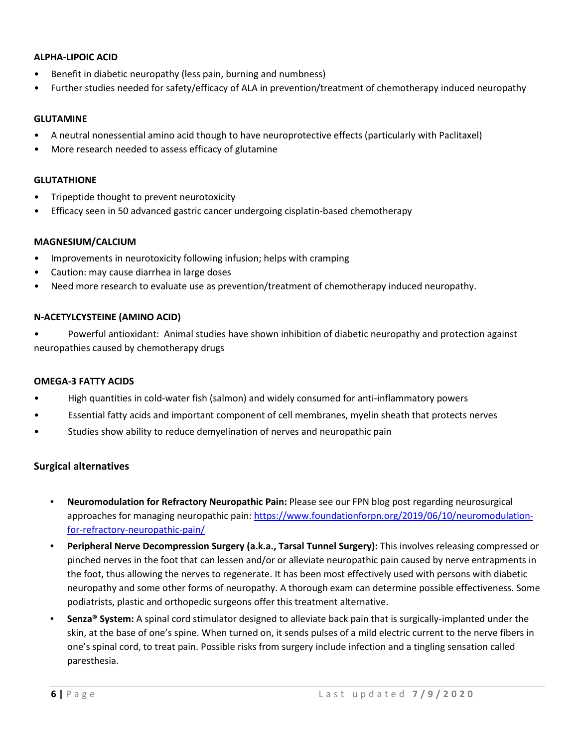#### ALPHA-LIPOIC ACID

- Benefit in diabetic neuropathy (less pain, burning and numbness)
- Further studies needed for safety/efficacy of ALA in prevention/treatment of chemotherapy induced neuropathy

#### GLUTAMINE

- A neutral nonessential amino acid though to have neuroprotective effects (particularly with Paclitaxel)
- More research needed to assess efficacy of glutamine

#### GLUTATHIONE

- Tripeptide thought to prevent neurotoxicity
- Efficacy seen in 50 advanced gastric cancer undergoing cisplatin-based chemotherapy

#### MAGNESIUM/CALCIUM

- Improvements in neurotoxicity following infusion; helps with cramping
- Caution: may cause diarrhea in large doses
- Need more research to evaluate use as prevention/treatment of chemotherapy induced neuropathy.

#### N-ACETYLCYSTEINE (AMINO ACID)

- Powerful antioxidant: Animal studies have shown inhibition of diabetic neuropathy and protection against neuropathies caused by chemotherapy drugs

#### OMEGA-3 FATTY ACIDS

- High quantities in cold-water fish (salmon) and widely consumed for anti-inflammatory powers
- Essential fatty acids and important component of cell membranes, myelin sheath that protects nerves
- Studies show ability to reduce demyelination of nerves and neuropathic pain

### Surgical alternatives

- **Neuromodulation for Refractory Neuropathic Pain:** Please see our FPN blog post regarding neurosurgical approaches for managing neuropathic pain: [https://www.foundationforpn.org/2019/06/10/neuromodulation-for-refractory-neuropathic-pain/](https://www.foundationforpn.org/2019/06/10/neuromodulation-for-refractory-neuropathic-pain/)
- **Peripheral Nerve Decompression Surgery (a.k.a., Tarsal Tunnel Surgery):** This involves releasing compressed or pinched nerves in the foot that can lessen and/or or alleviate neuropathic pain caused by nerve entrapments in the foot, thus allowing the nerves to regenerate. It has been most effectively used with persons with diabetic neuropathy and some other forms of neuropathy. A thorough exam can determine possible effectiveness. Some podiatrists, plastic and orthopedic surgeons offer this treatment alternative.
- **Senza® System:** A spinal cord stimulator designed to alleviate back pain that is surgically-implanted under the skin, at the base of one's spine. When turned on, it sends pulses of a mild electric current to the nerve fibers in one's spinal cord, to treat pain. Possible risks from surgery include infection and a tingling sensation called paresthesia.